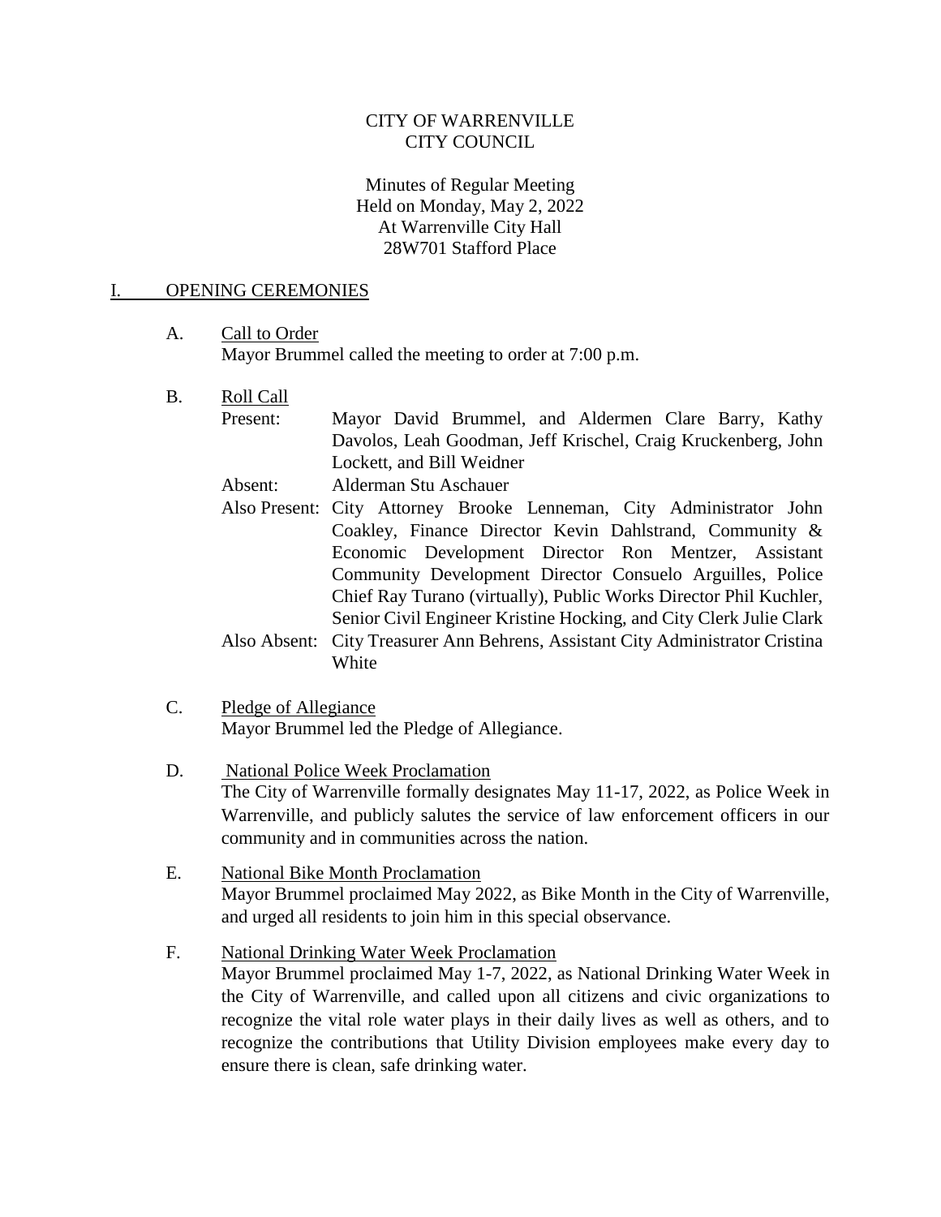CITY OF WARRENVILLE
CITY COUNCIL

Minutes of Regular Meeting
Held on Monday, May 2, 2022
At Warrenville City Hall
28W701 Stafford Place

## I. OPENING CEREMONIES

A. Call to Order

Mayor Brummel called the meeting to order at 7:00 p.m.

B. Roll Call

Present: Mayor David Brummel, and Aldermen Clare Barry, Kathy Davolos, Leah Goodman, Jeff Krischel, Craig Kruckenberg, John Lockett, and Bill Weidner

Absent: Alderman Stu Aschauer

Also Present: City Attorney Brooke Lenneman, City Administrator John Coakley, Finance Director Kevin Dahlstrand, Community & Economic Development Director Ron Mentzer, Assistant Community Development Director Consuelo Arguilles, Police Chief Ray Turano (virtually), Public Works Director Phil Kuchler, Senior Civil Engineer Kristine Hocking, and City Clerk Julie Clark

Also Absent: City Treasurer Ann Behrens, Assistant City Administrator Cristina White

C. Pledge of Allegiance

Mayor Brummel led the Pledge of Allegiance.

D. National Police Week Proclamation

The City of Warrenville formally designates May 11-17, 2022, as Police Week in Warrenville, and publicly salutes the service of law enforcement officers in our community and in communities across the nation.

E. National Bike Month Proclamation

Mayor Brummel proclaimed May 2022, as Bike Month in the City of Warrenville, and urged all residents to join him in this special observance.

F. National Drinking Water Week Proclamation

Mayor Brummel proclaimed May 1-7, 2022, as National Drinking Water Week in the City of Warrenville, and called upon all citizens and civic organizations to recognize the vital role water plays in their daily lives as well as others, and to recognize the contributions that Utility Division employees make every day to ensure there is clean, safe drinking water.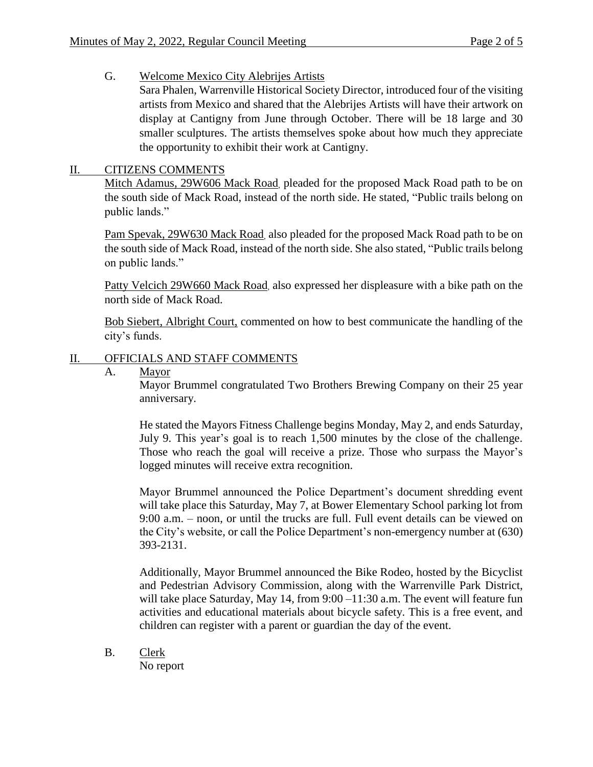G. Welcome Mexico City Alebrijes Artists

Sara Phalen, Warrenville Historical Society Director, introduced four of the visiting artists from Mexico and shared that the Alebrijes Artists will have their artwork on display at Cantigny from June through October. There will be 18 large and 30 smaller sculptures. The artists themselves spoke about how much they appreciate the opportunity to exhibit their work at Cantigny.

## II. CITIZENS COMMENTS

Mitch Adamus, 29W606 Mack Road, pleaded for the proposed Mack Road path to be on the south side of Mack Road, instead of the north side. He stated, "Public trails belong on public lands."

Pam Spevak, 29W630 Mack Road, also pleaded for the proposed Mack Road path to be on the south side of Mack Road, instead of the north side. She also stated, "Public trails belong on public lands."

Patty Velcich 29W660 Mack Road, also expressed her displeasure with a bike path on the north side of Mack Road.

Bob Siebert, Albright Court, commented on how to best communicate the handling of the city's funds.

## II. OFFICIALS AND STAFF COMMENTS

A. Mayor

Mayor Brummel congratulated Two Brothers Brewing Company on their 25 year anniversary.

He stated the Mayors Fitness Challenge begins Monday, May 2, and ends Saturday, July 9. This year's goal is to reach 1,500 minutes by the close of the challenge. Those who reach the goal will receive a prize. Those who surpass the Mayor's logged minutes will receive extra recognition.

Mayor Brummel announced the Police Department's document shredding event will take place this Saturday, May 7, at Bower Elementary School parking lot from 9:00 a.m. – noon, or until the trucks are full. Full event details can be viewed on the City's website, or call the Police Department's non-emergency number at (630) 393-2131.

Additionally, Mayor Brummel announced the Bike Rodeo, hosted by the Bicyclist and Pedestrian Advisory Commission, along with the Warrenville Park District, will take place Saturday, May 14, from 9:00 –11:30 a.m. The event will feature fun activities and educational materials about bicycle safety. This is a free event, and children can register with a parent or guardian the day of the event.

B. Clerk

No report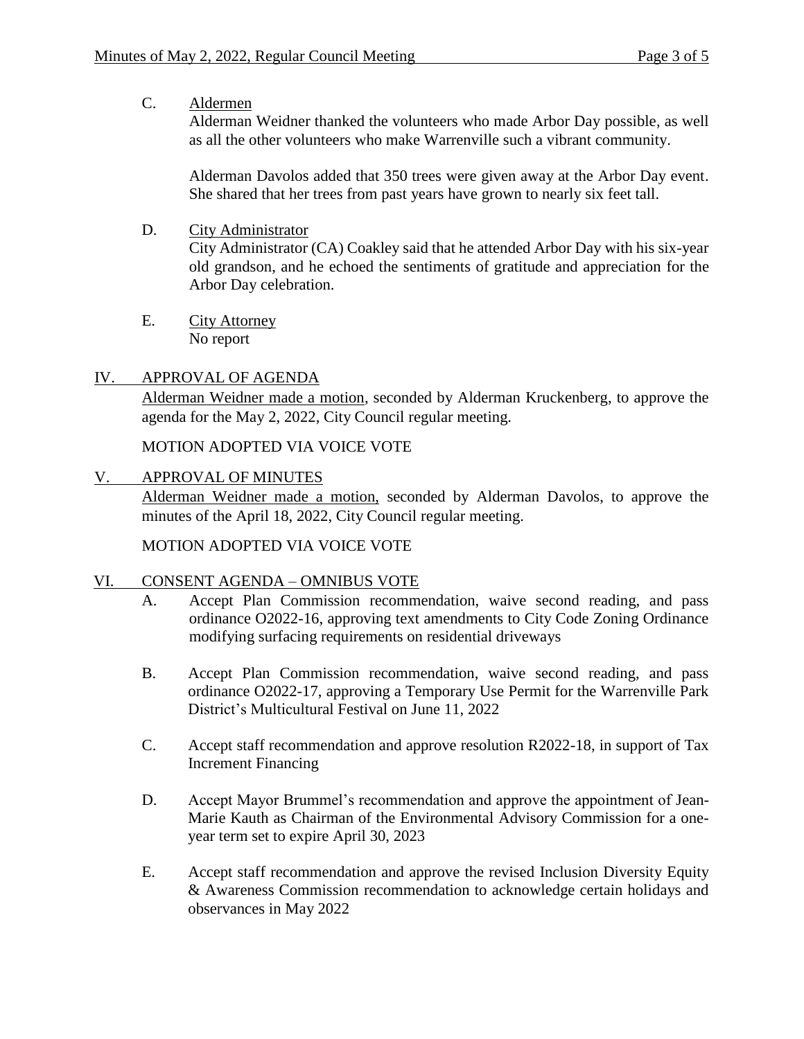C. Aldermen

Alderman Weidner thanked the volunteers who made Arbor Day possible, as well as all the other volunteers who make Warrenville such a vibrant community.

Alderman Davolos added that 350 trees were given away at the Arbor Day event. She shared that her trees from past years have grown to nearly six feet tall.

D. City Administrator

City Administrator (CA) Coakley said that he attended Arbor Day with his six-year old grandson, and he echoed the sentiments of gratitude and appreciation for the Arbor Day celebration.

E. City Attorney

No report

## IV. APPROVAL OF AGENDA

Alderman Weidner made a motion, seconded by Alderman Kruckenberg, to approve the agenda for the May 2, 2022, City Council regular meeting.

MOTION ADOPTED VIA VOICE VOTE

## V. APPROVAL OF MINUTES

Alderman Weidner made a motion, seconded by Alderman Davolos, to approve the minutes of the April 18, 2022, City Council regular meeting.

MOTION ADOPTED VIA VOICE VOTE

## VI. CONSENT AGENDA – OMNIBUS VOTE

A. Accept Plan Commission recommendation, waive second reading, and pass ordinance O2022-16, approving text amendments to City Code Zoning Ordinance modifying surfacing requirements on residential driveways

B. Accept Plan Commission recommendation, waive second reading, and pass ordinance O2022-17, approving a Temporary Use Permit for the Warrenville Park District's Multicultural Festival on June 11, 2022

C. Accept staff recommendation and approve resolution R2022-18, in support of Tax Increment Financing

D. Accept Mayor Brummel's recommendation and approve the appointment of Jean-Marie Kauth as Chairman of the Environmental Advisory Commission for a one-year term set to expire April 30, 2023

E. Accept staff recommendation and approve the revised Inclusion Diversity Equity & Awareness Commission recommendation to acknowledge certain holidays and observances in May 2022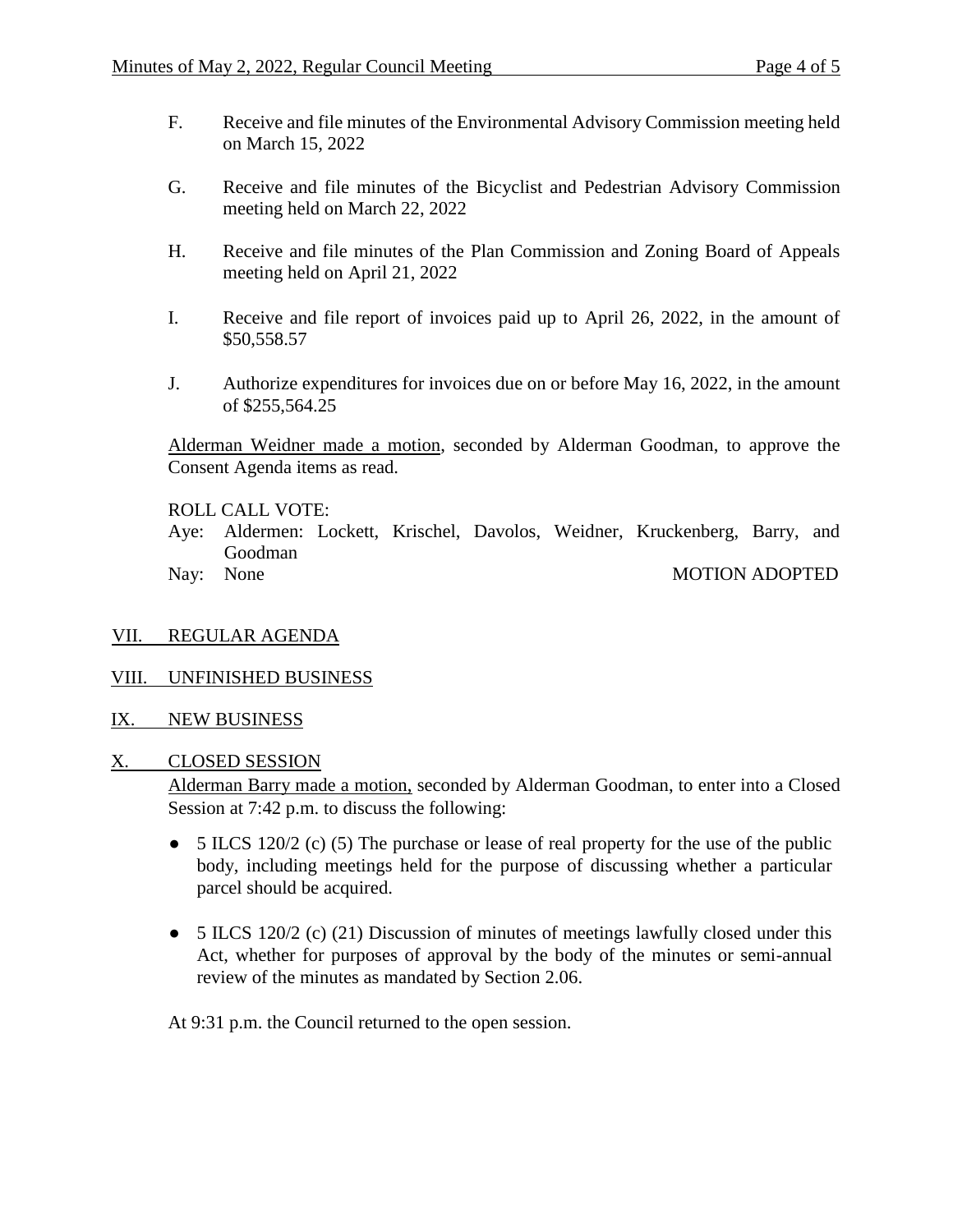F. Receive and file minutes of the Environmental Advisory Commission meeting held on March 15, 2022

G. Receive and file minutes of the Bicyclist and Pedestrian Advisory Commission meeting held on March 22, 2022

H. Receive and file minutes of the Plan Commission and Zoning Board of Appeals meeting held on April 21, 2022

I. Receive and file report of invoices paid up to April 26, 2022, in the amount of $50,558.57

J. Authorize expenditures for invoices due on or before May 16, 2022, in the amount of $255,564.25

Alderman Weidner made a motion, seconded by Alderman Goodman, to approve the Consent Agenda items as read.

ROLL CALL VOTE:
Aye: Aldermen: Lockett, Krischel, Davolos, Weidner, Kruckenberg, Barry, and Goodman
Nay: None MOTION ADOPTED

## VII. REGULAR AGENDA

## VIII. UNFINISHED BUSINESS

## IX. NEW BUSINESS

## X. CLOSED SESSION

Alderman Barry made a motion, seconded by Alderman Goodman, to enter into a Closed Session at 7:42 p.m. to discuss the following:

- 5 ILCS 120/2 (c) (5) The purchase or lease of real property for the use of the public body, including meetings held for the purpose of discussing whether a particular parcel should be acquired.
- 5 ILCS 120/2 (c) (21) Discussion of minutes of meetings lawfully closed under this Act, whether for purposes of approval by the body of the minutes or semi-annual review of the minutes as mandated by Section 2.06.

At 9:31 p.m. the Council returned to the open session.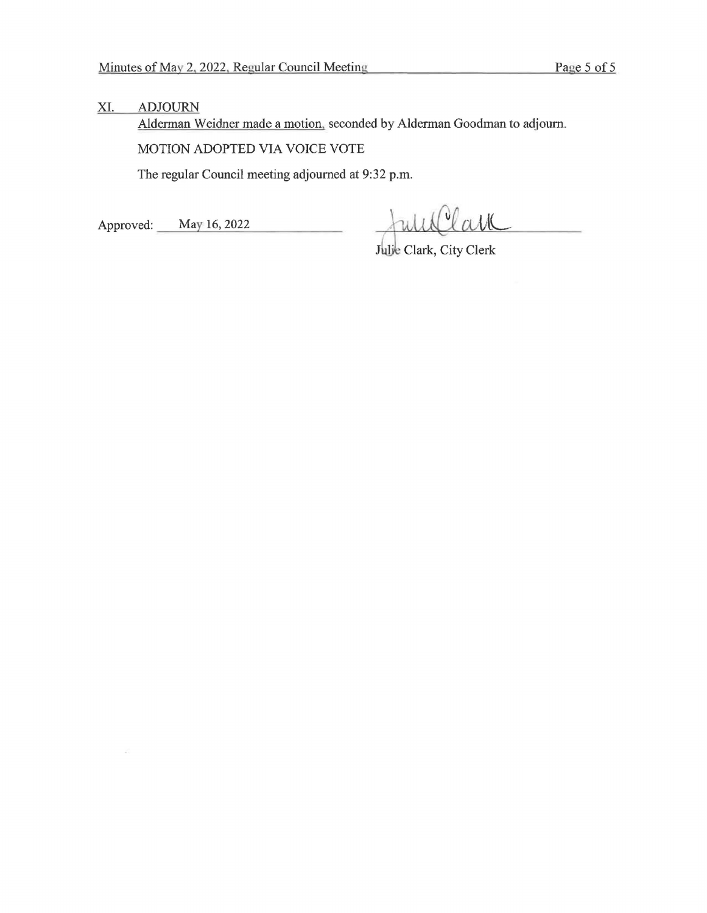## XI. ADJOURN

Alderman Weidner made a motion, seconded by Alderman Goodman to adjourn.

MOTION ADOPTED VIA VOICE VOTE

The regular Council meeting adjourned at 9:32 p.m.

Approved: May 16, 2022

Julie Clark, City Clerk